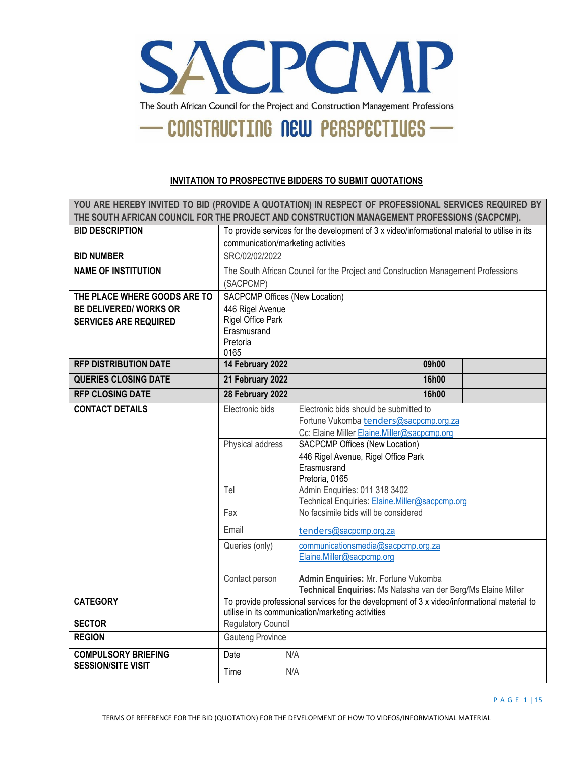# SACPCMP

The South African Council for the Project and Construction Management Professions

— CONSTRUCTING NEW PERSPECTIVES —

**INVITATION TO PROSPECTIVE BIDDERS TO SUBMIT QUOTATIONS**

| **YOU ARE HEREBY INVITED TO BID (PROVIDE A QUOTATION) IN RESPECT OF PROFESSIONAL SERVICES REQUIRED BY THE SOUTH AFRICAN COUNCIL FOR THE PROJECT AND CONSTRUCTION MANAGEMENT PROFESSIONS (SACPCMP).** | | | |
|---|---|---|---|
| **BID DESCRIPTION** | To provide services for the development of 3 x video/informational material to utilise in its communication/marketing activities | | |
| **BID NUMBER** | SRC/02/02/2022 | | |
| **NAME OF INSTITUTION** | The South African Council for the Project and Construction Management Professions (SACPCMP) | | |
| **THE PLACE WHERE GOODS ARE TO BE DELIVERED/ WORKS OR SERVICES ARE REQUIRED** | SACPCMP Offices (New Location)<br>446 Rigel Avenue<br>Rigel Office Park<br>Erasmusrand<br>Pretoria<br>0165 | | |
| **RFP DISTRIBUTION DATE** | **14 February 2022** | **09h00** | |
| **QUERIES CLOSING DATE** | **21 February 2022** | **16h00** | |
| **RFP CLOSING DATE** | **28 February 2022** | **16h00** | |
| **CONTACT DETAILS** | Electronic bids | Electronic bids should be submitted to Fortune Vukomba tenders@sacpcmp.org.za<br>Cc: Elaine Miller Elaine.Miller@sacpcmp.org | |
| | Physical address | SACPCMP Offices (New Location)<br>446 Rigel Avenue, Rigel Office Park<br>Erasmusrand<br>Pretoria, 0165 | |
| | Tel | Admin Enquiries: 011 318 3402<br>Technical Enquiries: Elaine.Miller@sacpcmp.org | |
| | Fax | No facsimile bids will be considered | |
| | Email | tenders@sacpcmp.org.za | |
| | Queries (only) | communicationsmedia@sacpcmp.org.za<br>Elaine.Miller@sacpcmp.org | |
| | Contact person | **Admin Enquiries:** Mr. Fortune Vukomba<br>**Technical Enquiries:** Ms Natasha van der Berg/Ms Elaine Miller | |
| **CATEGORY** | To provide professional services for the development of 3 x video/informational material to utilise in its communication/marketing activities | | |
| **SECTOR** | Regulatory Council | | |
| **REGION** | Gauteng Province | | |
| **COMPULSORY BRIEFING SESSION/SITE VISIT** | Date | N/A | |
| | Time | N/A | |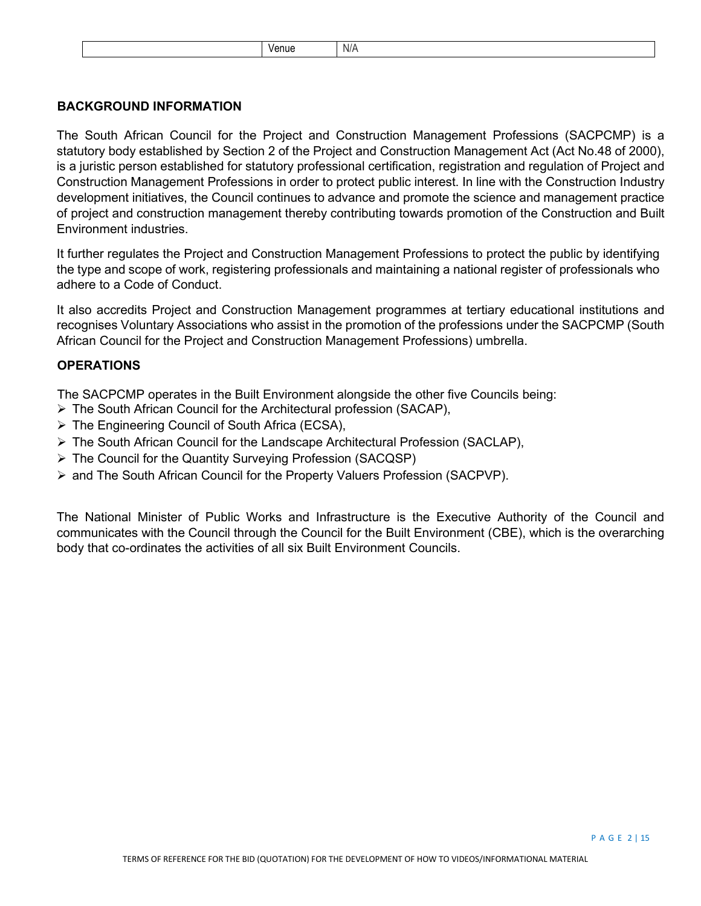| | Venue | N/A |
|---|---|---|

## BACKGROUND INFORMATION

The South African Council for the Project and Construction Management Professions (SACPCMP) is a statutory body established by Section 2 of the Project and Construction Management Act (Act No.48 of 2000), is a juristic person established for statutory professional certification, registration and regulation of Project and Construction Management Professions in order to protect public interest. In line with the Construction Industry development initiatives, the Council continues to advance and promote the science and management practice of project and construction management thereby contributing towards promotion of the Construction and Built Environment industries.

It further regulates the Project and Construction Management Professions to protect the public by identifying the type and scope of work, registering professionals and maintaining a national register of professionals who adhere to a Code of Conduct.

It also accredits Project and Construction Management programmes at tertiary educational institutions and recognises Voluntary Associations who assist in the promotion of the professions under the SACPCMP (South African Council for the Project and Construction Management Professions) umbrella.

## OPERATIONS

The SACPCMP operates in the Built Environment alongside the other five Councils being:

- The South African Council for the Architectural profession (SACAP),
- The Engineering Council of South Africa (ECSA),
- The South African Council for the Landscape Architectural Profession (SACLAP),
- The Council for the Quantity Surveying Profession (SACQSP)
- and The South African Council for the Property Valuers Profession (SACPVP).

The National Minister of Public Works and Infrastructure is the Executive Authority of the Council and communicates with the Council through the Council for the Built Environment (CBE), which is the overarching body that co-ordinates the activities of all six Built Environment Councils.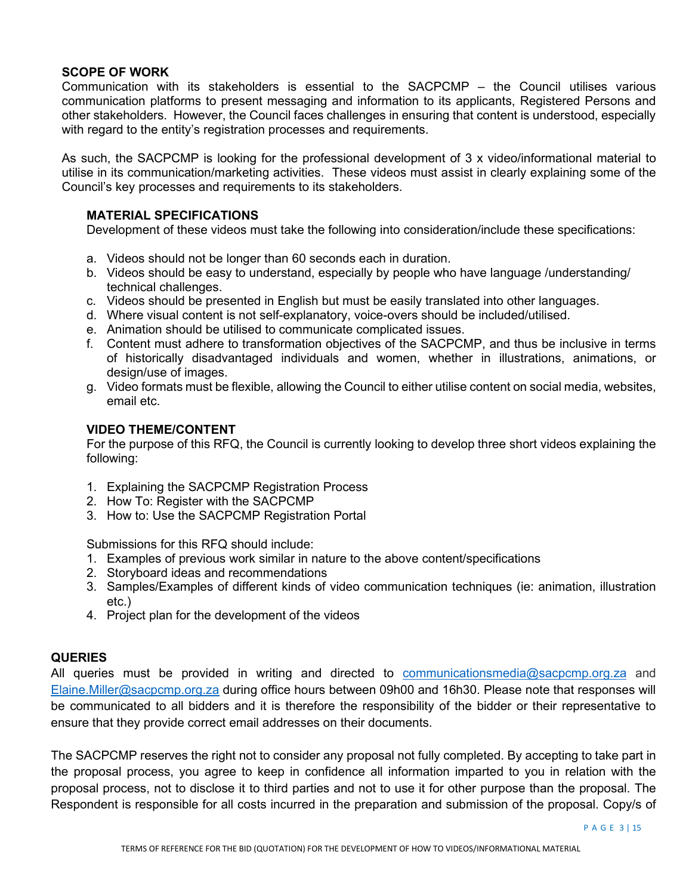## SCOPE OF WORK

Communication with its stakeholders is essential to the SACPCMP – the Council utilises various communication platforms to present messaging and information to its applicants, Registered Persons and other stakeholders. However, the Council faces challenges in ensuring that content is understood, especially with regard to the entity's registration processes and requirements.

As such, the SACPCMP is looking for the professional development of 3 x video/informational material to utilise in its communication/marketing activities. These videos must assist in clearly explaining some of the Council's key processes and requirements to its stakeholders.

### MATERIAL SPECIFICATIONS

Development of these videos must take the following into consideration/include these specifications:

a. Videos should not be longer than 60 seconds each in duration.
b. Videos should be easy to understand, especially by people who have language /understanding/ technical challenges.
c. Videos should be presented in English but must be easily translated into other languages.
d. Where visual content is not self-explanatory, voice-overs should be included/utilised.
e. Animation should be utilised to communicate complicated issues.
f. Content must adhere to transformation objectives of the SACPCMP, and thus be inclusive in terms of historically disadvantaged individuals and women, whether in illustrations, animations, or design/use of images.
g. Video formats must be flexible, allowing the Council to either utilise content on social media, websites, email etc.

### VIDEO THEME/CONTENT

For the purpose of this RFQ, the Council is currently looking to develop three short videos explaining the following:

1. Explaining the SACPCMP Registration Process
2. How To: Register with the SACPCMP
3. How to: Use the SACPCMP Registration Portal

Submissions for this RFQ should include:

1. Examples of previous work similar in nature to the above content/specifications
2. Storyboard ideas and recommendations
3. Samples/Examples of different kinds of video communication techniques (ie: animation, illustration etc.)
4. Project plan for the development of the videos

## QUERIES

All queries must be provided in writing and directed to communicationsmedia@sacpcmp.org.za and Elaine.Miller@sacpcmp.org.za during office hours between 09h00 and 16h30. Please note that responses will be communicated to all bidders and it is therefore the responsibility of the bidder or their representative to ensure that they provide correct email addresses on their documents.

The SACPCMP reserves the right not to consider any proposal not fully completed. By accepting to take part in the proposal process, you agree to keep in confidence all information imparted to you in relation with the proposal process, not to disclose it to third parties and not to use it for other purpose than the proposal. The Respondent is responsible for all costs incurred in the preparation and submission of the proposal. Copy/s of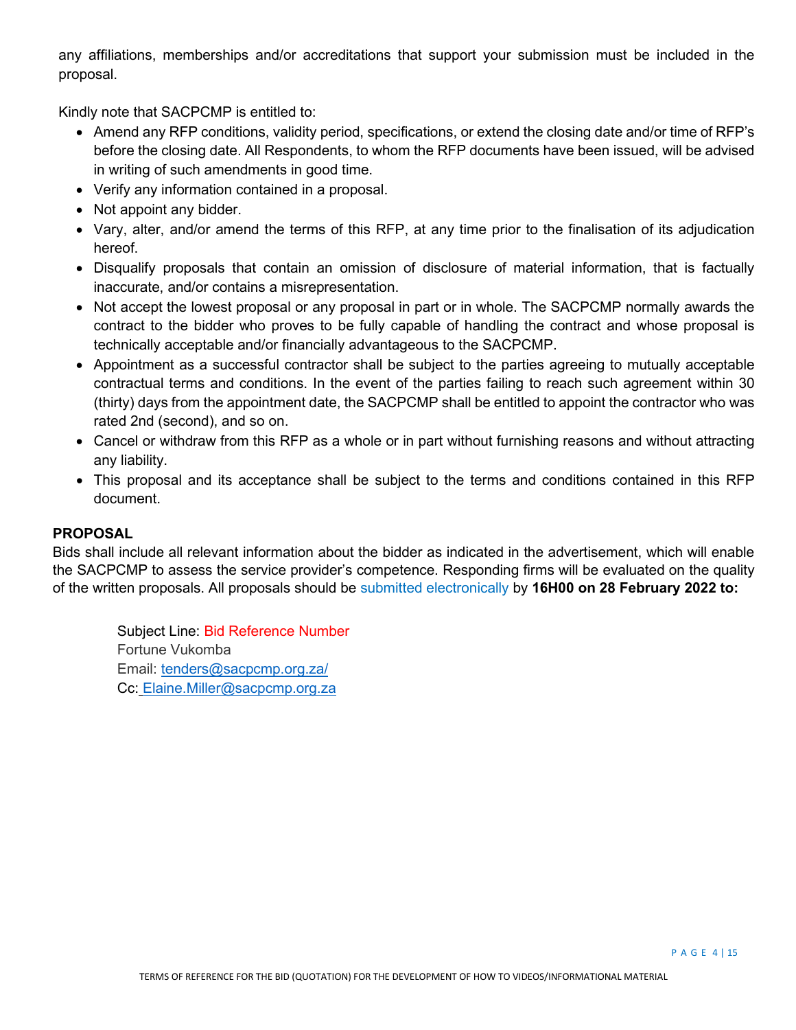any affiliations, memberships and/or accreditations that support your submission must be included in the proposal.

Kindly note that SACPCMP is entitled to:

- Amend any RFP conditions, validity period, specifications, or extend the closing date and/or time of RFP's before the closing date. All Respondents, to whom the RFP documents have been issued, will be advised in writing of such amendments in good time.
- Verify any information contained in a proposal.
- Not appoint any bidder.
- Vary, alter, and/or amend the terms of this RFP, at any time prior to the finalisation of its adjudication hereof.
- Disqualify proposals that contain an omission of disclosure of material information, that is factually inaccurate, and/or contains a misrepresentation.
- Not accept the lowest proposal or any proposal in part or in whole. The SACPCMP normally awards the contract to the bidder who proves to be fully capable of handling the contract and whose proposal is technically acceptable and/or financially advantageous to the SACPCMP.
- Appointment as a successful contractor shall be subject to the parties agreeing to mutually acceptable contractual terms and conditions. In the event of the parties failing to reach such agreement within 30 (thirty) days from the appointment date, the SACPCMP shall be entitled to appoint the contractor who was rated 2nd (second), and so on.
- Cancel or withdraw from this RFP as a whole or in part without furnishing reasons and without attracting any liability.
- This proposal and its acceptance shall be subject to the terms and conditions contained in this RFP document.

**PROPOSAL**

Bids shall include all relevant information about the bidder as indicated in the advertisement, which will enable the SACPCMP to assess the service provider's competence. Responding firms will be evaluated on the quality of the written proposals. All proposals should be submitted electronically by **16H00 on 28 February 2022 to:**

Subject Line: Bid Reference Number
Fortune Vukomba
Email: tenders@sacpcmp.org.za/
Cc: Elaine.Miller@sacpcmp.org.za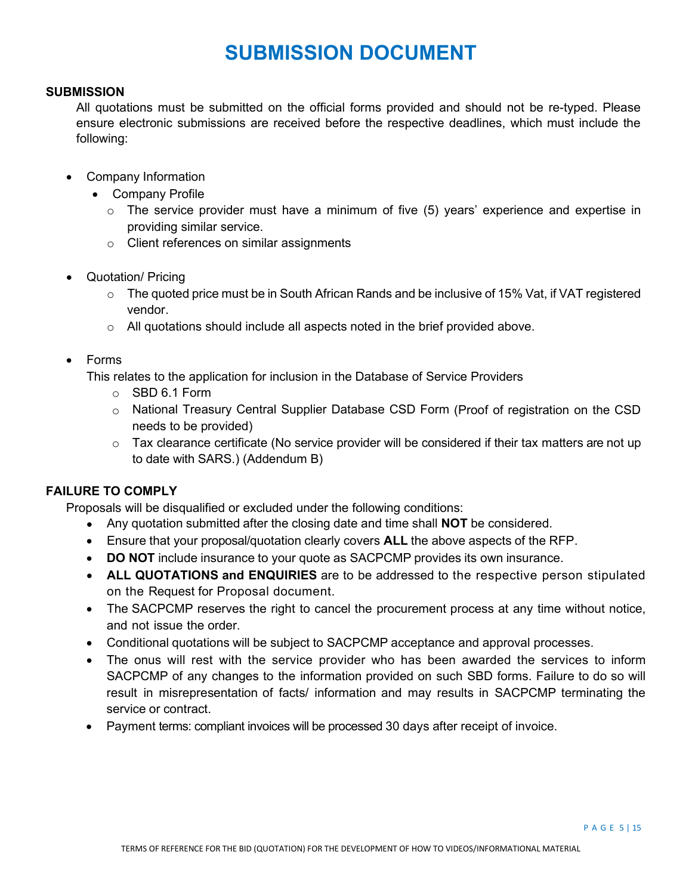# SUBMISSION DOCUMENT

**SUBMISSION**

All quotations must be submitted on the official forms provided and should not be re-typed. Please ensure electronic submissions are received before the respective deadlines, which must include the following:

- Company Information
  - Company Profile
    - The service provider must have a minimum of five (5) years' experience and expertise in providing similar service.
    - Client references on similar assignments

- Quotation/ Pricing
  - The quoted price must be in South African Rands and be inclusive of 15% Vat, if VAT registered vendor.
  - All quotations should include all aspects noted in the brief provided above.

- Forms

  This relates to the application for inclusion in the Database of Service Providers
  - SBD 6.1 Form
  - National Treasury Central Supplier Database CSD Form (Proof of registration on the CSD needs to be provided)
  - Tax clearance certificate (No service provider will be considered if their tax matters are not up to date with SARS.) (Addendum B)

**FAILURE TO COMPLY**

Proposals will be disqualified or excluded under the following conditions:

- Any quotation submitted after the closing date and time shall **NOT** be considered.
- Ensure that your proposal/quotation clearly covers **ALL** the above aspects of the RFP.
- **DO NOT** include insurance to your quote as SACPCMP provides its own insurance.
- **ALL QUOTATIONS and ENQUIRIES** are to be addressed to the respective person stipulated on the Request for Proposal document.
- The SACPCMP reserves the right to cancel the procurement process at any time without notice, and not issue the order.
- Conditional quotations will be subject to SACPCMP acceptance and approval processes.
- The onus will rest with the service provider who has been awarded the services to inform SACPCMP of any changes to the information provided on such SBD forms. Failure to do so will result in misrepresentation of facts/ information and may results in SACPCMP terminating the service or contract.
- Payment terms: compliant invoices will be processed 30 days after receipt of invoice.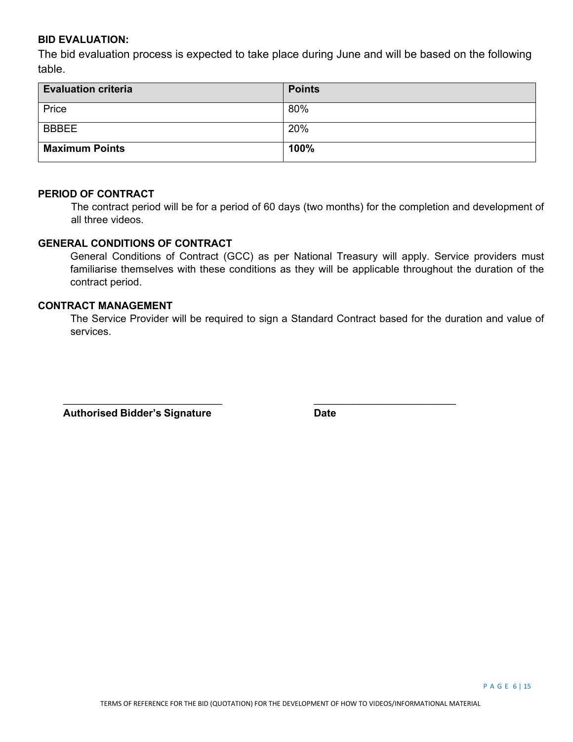**BID EVALUATION:**

The bid evaluation process is expected to take place during June and will be based on the following table.

| Evaluation criteria | Points |
|---|---|
| Price | 80% |
| BBBEE | 20% |
| **Maximum Points** | **100%** |

**PERIOD OF CONTRACT**

The contract period will be for a period of 60 days (two months) for the completion and development of all three videos.

**GENERAL CONDITIONS OF CONTRACT**

General Conditions of Contract (GCC) as per National Treasury will apply. Service providers must familiarise themselves with these conditions as they will be applicable throughout the duration of the contract period.

**CONTRACT MANAGEMENT**

The Service Provider will be required to sign a Standard Contract based for the duration and value of services.

\_\_\_\_\_\_\_\_\_\_\_\_\_\_\_\_\_\_\_\_\_\_\_\_\_\_\_\_ &nbsp;&nbsp;&nbsp;&nbsp;&nbsp;&nbsp;&nbsp;&nbsp; \_\_\_\_\_\_\_\_\_\_\_\_\_\_\_\_\_\_\_\_\_\_\_\_\_\_

**Authorised Bidder's Signature** &nbsp;&nbsp;&nbsp;&nbsp;&nbsp;&nbsp;&nbsp;&nbsp; **Date**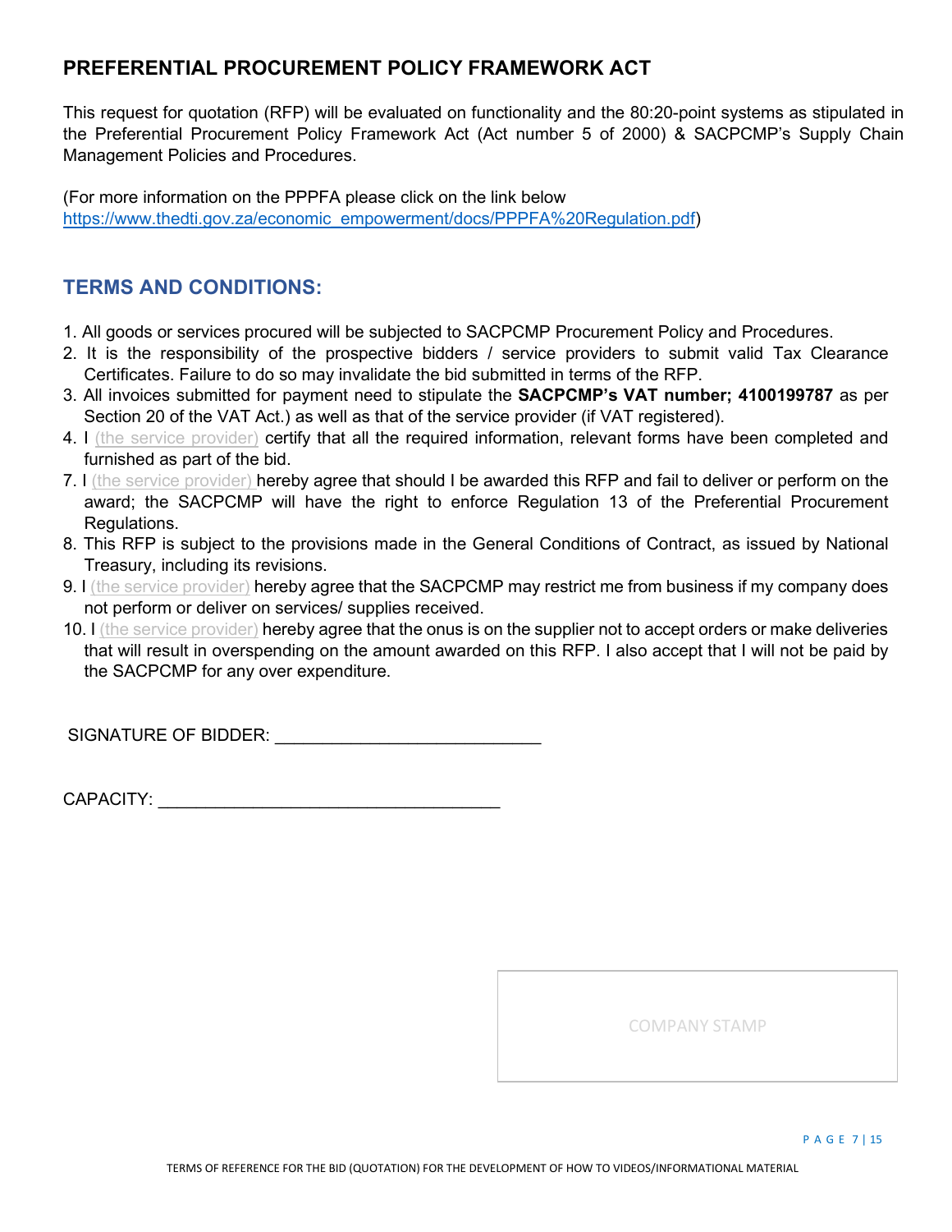## PREFERENTIAL PROCUREMENT POLICY FRAMEWORK ACT

This request for quotation (RFP) will be evaluated on functionality and the 80:20-point systems as stipulated in the Preferential Procurement Policy Framework Act (Act number 5 of 2000) & SACPCMP's Supply Chain Management Policies and Procedures.

(For more information on the PPPFA please click on the link below [https://www.thedti.gov.za/economic_empowerment/docs/PPPFA%20Regulation.pdf](https://www.thedti.gov.za/economic_empowerment/docs/PPPFA%20Regulation.pdf))

## TERMS AND CONDITIONS:

1. All goods or services procured will be subjected to SACPCMP Procurement Policy and Procedures.
2. It is the responsibility of the prospective bidders / service providers to submit valid Tax Clearance Certificates. Failure to do so may invalidate the bid submitted in terms of the RFP.
3. All invoices submitted for payment need to stipulate the **SACPCMP's VAT number; 4100199787** as per Section 20 of the VAT Act.) as well as that of the service provider (if VAT registered).
4. I (the service provider) certify that all the required information, relevant forms have been completed and furnished as part of the bid.
7. I (the service provider) hereby agree that should I be awarded this RFP and fail to deliver or perform on the award; the SACPCMP will have the right to enforce Regulation 13 of the Preferential Procurement Regulations.
8. This RFP is subject to the provisions made in the General Conditions of Contract, as issued by National Treasury, including its revisions.
9. I (the service provider) hereby agree that the SACPCMP may restrict me from business if my company does not perform or deliver on services/ supplies received.
10. I (the service provider) hereby agree that the onus is on the supplier not to accept orders or make deliveries that will result in overspending on the amount awarded on this RFP. I also accept that I will not be paid by the SACPCMP for any over expenditure.

SIGNATURE OF BIDDER: ___________________________

CAPACITY: ___________________________________

COMPANY STAMP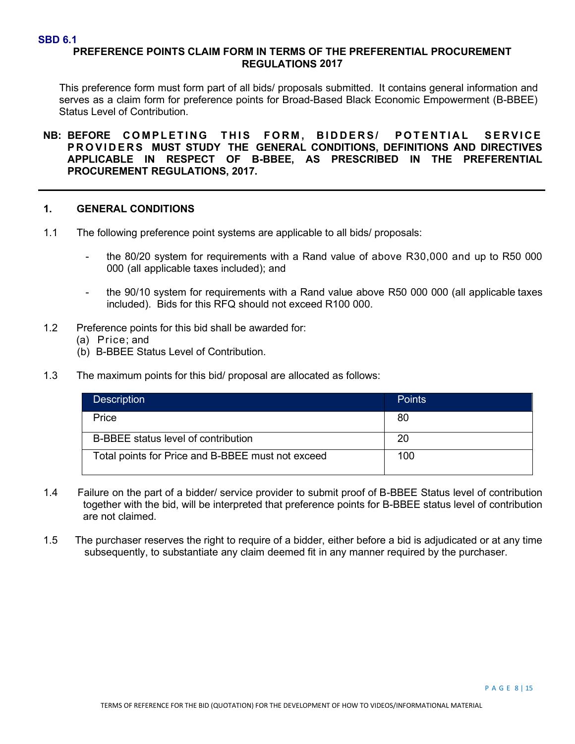**SBD 6.1**

## PREFERENCE POINTS CLAIM FORM IN TERMS OF THE PREFERENTIAL PROCUREMENT REGULATIONS 2017

This preference form must form part of all bids/ proposals submitted. It contains general information and serves as a claim for preference points for Broad-Based Black Economic Empowerment (B-BBEE) Status Level of Contribution.

**NB: BEFORE COMPLETING THIS FORM, BIDDERS/ POTENTIAL SERVICE PROVIDERS MUST STUDY THE GENERAL CONDITIONS, DEFINITIONS AND DIRECTIVES APPLICABLE IN RESPECT OF B-BBEE, AS PRESCRIBED IN THE PREFERENTIAL PROCUREMENT REGULATIONS, 2017.**

---

### 1. GENERAL CONDITIONS

1.1 The following preference point systems are applicable to all bids/ proposals:

- the 80/20 system for requirements with a Rand value of above R30,000 and up to R50 000 000 (all applicable taxes included); and
- the 90/10 system for requirements with a Rand value above R50 000 000 (all applicable taxes included). Bids for this RFQ should not exceed R100 000.

1.2 Preference points for this bid shall be awarded for:

(a) Price; and
(b) B-BBEE Status Level of Contribution.

1.3 The maximum points for this bid/ proposal are allocated as follows:

| Description | Points |
|---|---|
| Price | 80 |
| B-BBEE status level of contribution | 20 |
| Total points for Price and B-BBEE must not exceed | 100 |

1.4 Failure on the part of a bidder/ service provider to submit proof of B-BBEE Status level of contribution together with the bid, will be interpreted that preference points for B-BBEE status level of contribution are not claimed.

1.5 The purchaser reserves the right to require of a bidder, either before a bid is adjudicated or at any time subsequently, to substantiate any claim deemed fit in any manner required by the purchaser.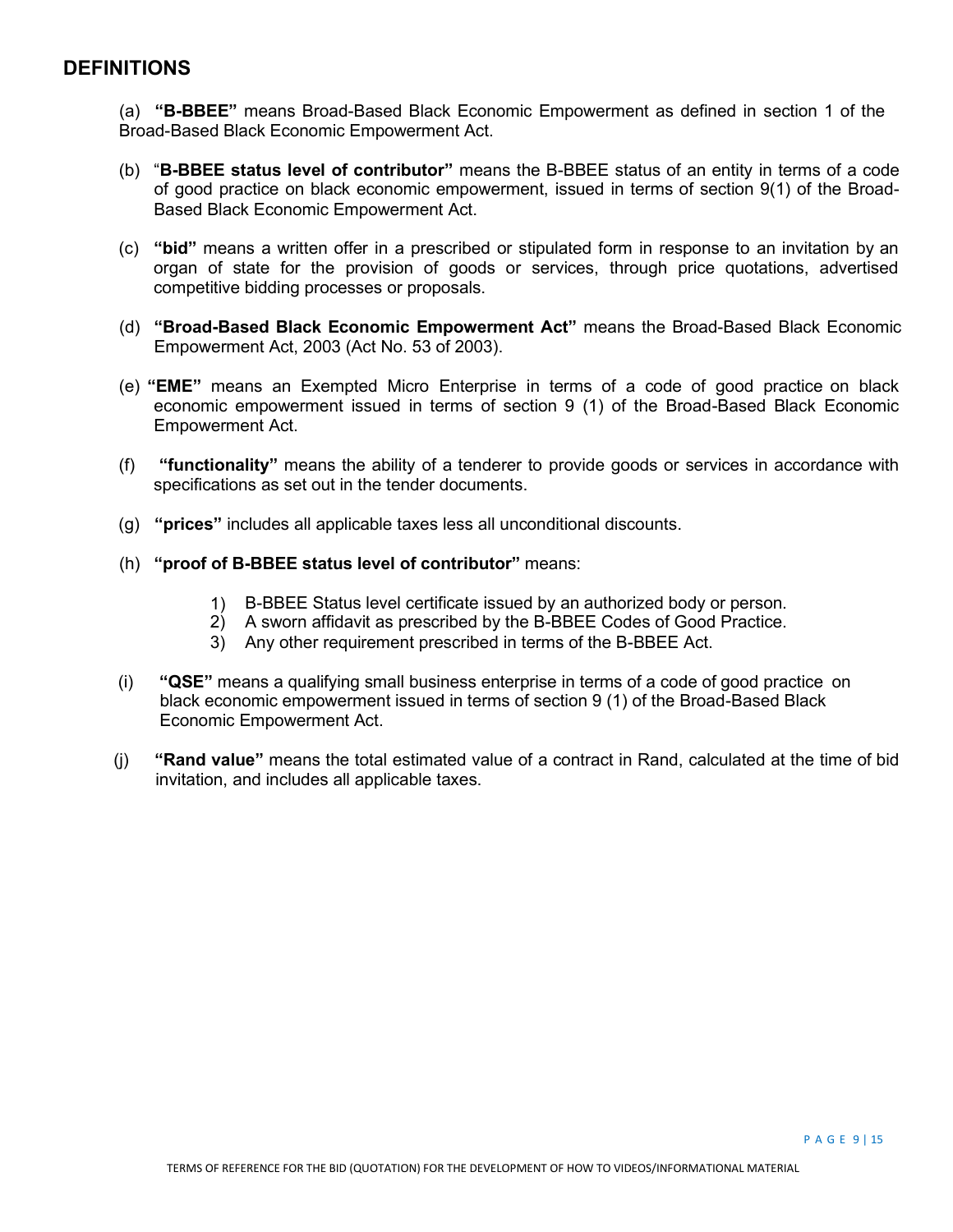## DEFINITIONS

(a) **"B-BBEE"** means Broad-Based Black Economic Empowerment as defined in section 1 of the Broad-Based Black Economic Empowerment Act.

(b) "**B-BBEE status level of contributor"** means the B-BBEE status of an entity in terms of a code of good practice on black economic empowerment, issued in terms of section 9(1) of the Broad-Based Black Economic Empowerment Act.

(c) **"bid"** means a written offer in a prescribed or stipulated form in response to an invitation by an organ of state for the provision of goods or services, through price quotations, advertised competitive bidding processes or proposals.

(d) **"Broad-Based Black Economic Empowerment Act"** means the Broad-Based Black Economic Empowerment Act, 2003 (Act No. 53 of 2003).

(e) **"EME"** means an Exempted Micro Enterprise in terms of a code of good practice on black economic empowerment issued in terms of section 9 (1) of the Broad-Based Black Economic Empowerment Act.

(f) **"functionality"** means the ability of a tenderer to provide goods or services in accordance with specifications as set out in the tender documents.

(g) **"prices"** includes all applicable taxes less all unconditional discounts.

(h) **"proof of B-BBEE status level of contributor"** means:

1) B-BBEE Status level certificate issued by an authorized body or person.
2) A sworn affidavit as prescribed by the B-BBEE Codes of Good Practice.
3) Any other requirement prescribed in terms of the B-BBEE Act.

(i) **"QSE"** means a qualifying small business enterprise in terms of a code of good practice on black economic empowerment issued in terms of section 9 (1) of the Broad-Based Black Economic Empowerment Act.

(j) **"Rand value"** means the total estimated value of a contract in Rand, calculated at the time of bid invitation, and includes all applicable taxes.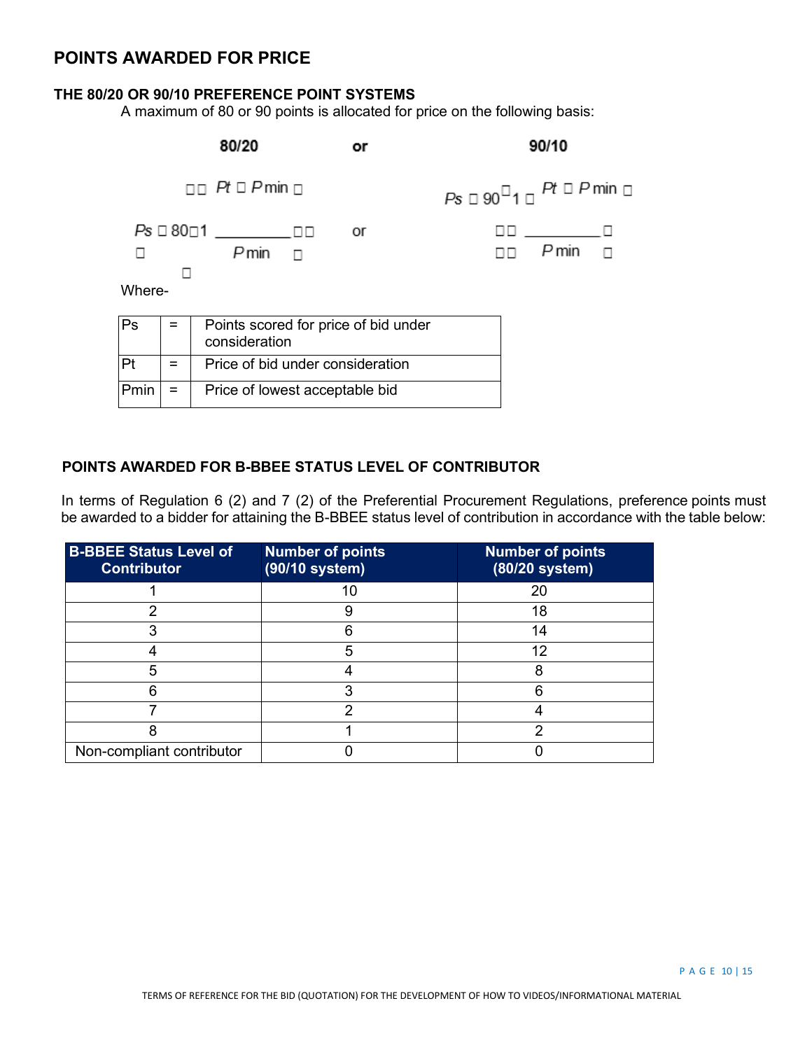## POINTS AWARDED FOR PRICE

### THE 80/20 OR 90/10 PREFERENCE POINT SYSTEMS

A maximum of 80 or 90 points is allocated for price on the following basis:

**80/20** or **90/10**

$$Ps = 80\left(1 - \frac{Pt - P\min}{P\min}\right) \quad \text{or} \quad Ps = 90\left(1 - \frac{Pt - P\min}{P\min}\right)$$

Where-

| Ps | = | Points scored for price of bid under consideration |
|---|---|---|
| Pt | = | Price of bid under consideration |
| Pmin | = | Price of lowest acceptable bid |

### POINTS AWARDED FOR B-BBEE STATUS LEVEL OF CONTRIBUTOR

In terms of Regulation 6 (2) and 7 (2) of the Preferential Procurement Regulations, preference points must be awarded to a bidder for attaining the B-BBEE status level of contribution in accordance with the table below:

| B-BBEE Status Level of Contributor | Number of points (90/10 system) | Number of points (80/20 system) |
|---|---|---|
| 1 | 10 | 20 |
| 2 | 9 | 18 |
| 3 | 6 | 14 |
| 4 | 5 | 12 |
| 5 | 4 | 8 |
| 6 | 3 | 6 |
| 7 | 2 | 4 |
| 8 | 1 | 2 |
| Non-compliant contributor | 0 | 0 |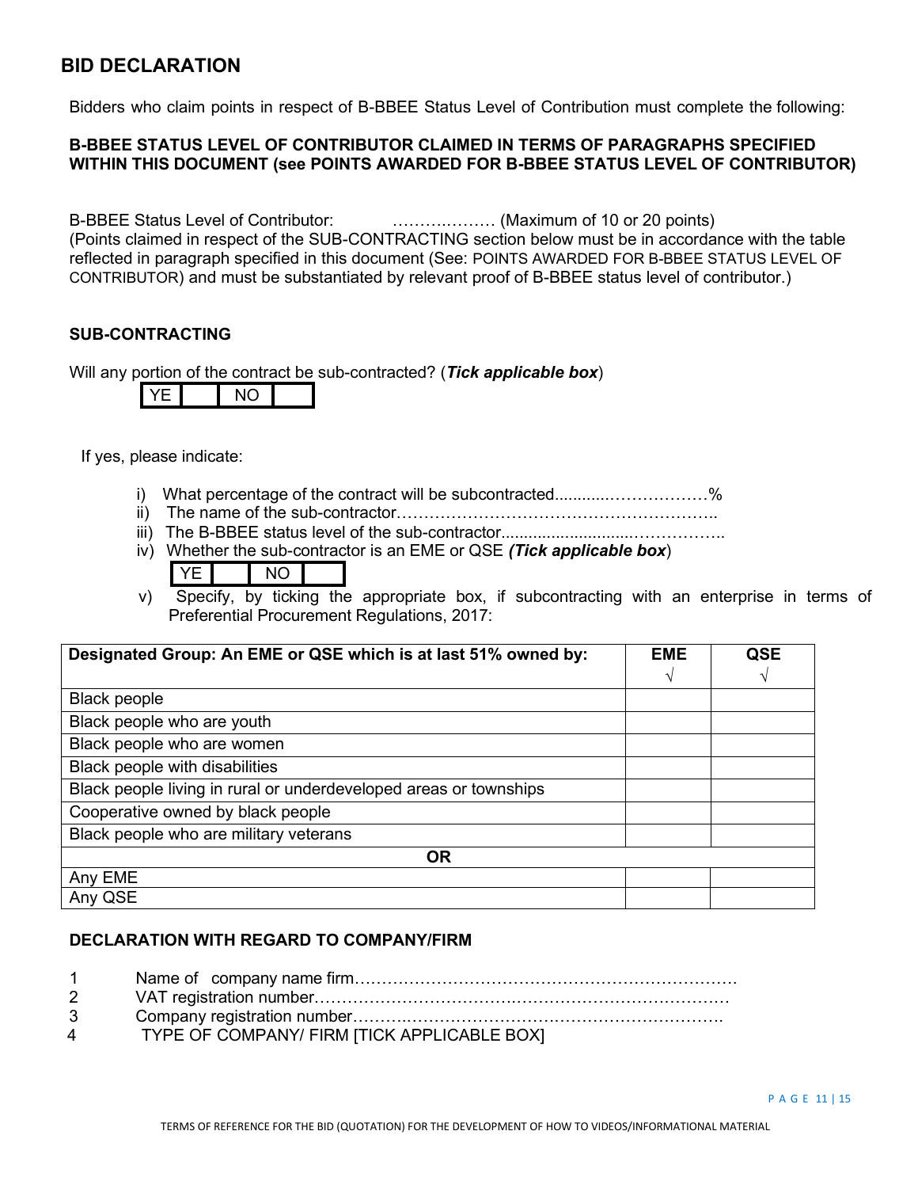## BID DECLARATION

Bidders who claim points in respect of B-BBEE Status Level of Contribution must complete the following:

**B-BBEE STATUS LEVEL OF CONTRIBUTOR CLAIMED IN TERMS OF PARAGRAPHS SPECIFIED WITHIN THIS DOCUMENT (see POINTS AWARDED FOR B-BBEE STATUS LEVEL OF CONTRIBUTOR)**

B-BBEE Status Level of Contributor: ……….……… (Maximum of 10 or 20 points)
(Points claimed in respect of the SUB-CONTRACTING section below must be in accordance with the table reflected in paragraph specified in this document (See: POINTS AWARDED FOR B-BBEE STATUS LEVEL OF CONTRIBUTOR) and must be substantiated by relevant proof of B-BBEE status level of contributor.)

**SUB-CONTRACTING**

Will any portion of the contract be sub-contracted? (***Tick applicable box***)

| YE | | NO | |
|---|---|---|---|

If yes, please indicate:

i) What percentage of the contract will be subcontracted............………………%
ii) The name of the sub-contractor…………………………………………………..
iii) The B-BBEE status level of the sub-contractor.............................……………..
iv) Whether the sub-contractor is an EME or QSE ***(Tick applicable box)***

| YE | | NO | |
|---|---|---|---|

v) Specify, by ticking the appropriate box, if subcontracting with an enterprise in terms of Preferential Procurement Regulations, 2017:

| **Designated Group: An EME or QSE which is at last 51% owned by:** | **EME** √ | **QSE** √ |
|---|---|---|
| Black people | | |
| Black people who are youth | | |
| Black people who are women | | |
| Black people with disabilities | | |
| Black people living in rural or underdeveloped areas or townships | | |
| Cooperative owned by black people | | |
| Black people who are military veterans | | |
| **OR** | | |
| Any EME | | |
| Any QSE | | |

**DECLARATION WITH REGARD TO COMPANY/FIRM**

1. Name of company name firm…………………………………………………………….
2. VAT registration number……………………………………………………………………
3. Company registration number…………………………………………………………….
4. TYPE OF COMPANY/ FIRM [TICK APPLICABLE BOX]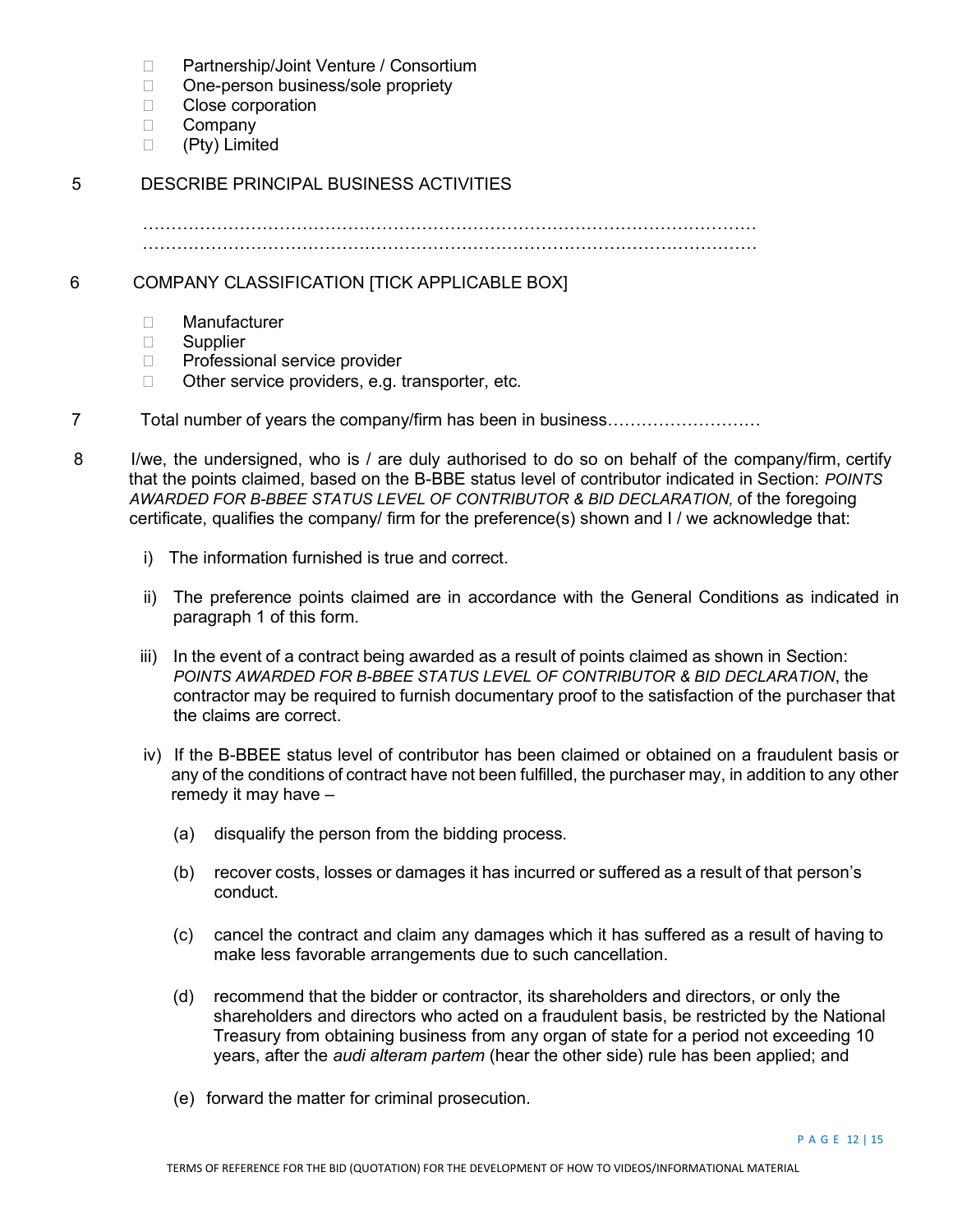- ☐ Partnership/Joint Venture / Consortium
- ☐ One-person business/sole propriety
- ☐ Close corporation
- ☐ Company
- ☐ (Pty) Limited

5 DESCRIBE PRINCIPAL BUSINESS ACTIVITIES

…………………………………………………………………………………………………
…………………………………………………………………………………………………

6 COMPANY CLASSIFICATION [TICK APPLICABLE BOX]

- ☐ Manufacturer
- ☐ Supplier
- ☐ Professional service provider
- ☐ Other service providers, e.g. transporter, etc.

7 Total number of years the company/firm has been in business………………………

8 I/we, the undersigned, who is / are duly authorised to do so on behalf of the company/firm, certify that the points claimed, based on the B-BBE status level of contributor indicated in Section: *POINTS AWARDED FOR B-BBEE STATUS LEVEL OF CONTRIBUTOR & BID DECLARATION,* of the foregoing certificate, qualifies the company/ firm for the preference(s) shown and I / we acknowledge that:

i) The information furnished is true and correct.

ii) The preference points claimed are in accordance with the General Conditions as indicated in paragraph 1 of this form.

iii) In the event of a contract being awarded as a result of points claimed as shown in Section: *POINTS AWARDED FOR B-BBEE STATUS LEVEL OF CONTRIBUTOR & BID DECLARATION*, the contractor may be required to furnish documentary proof to the satisfaction of the purchaser that the claims are correct.

iv) If the B-BBEE status level of contributor has been claimed or obtained on a fraudulent basis or any of the conditions of contract have not been fulfilled, the purchaser may, in addition to any other remedy it may have –

(a) disqualify the person from the bidding process.

(b) recover costs, losses or damages it has incurred or suffered as a result of that person's conduct.

(c) cancel the contract and claim any damages which it has suffered as a result of having to make less favorable arrangements due to such cancellation.

(d) recommend that the bidder or contractor, its shareholders and directors, or only the shareholders and directors who acted on a fraudulent basis, be restricted by the National Treasury from obtaining business from any organ of state for a period not exceeding 10 years, after the *audi alteram partem* (hear the other side) rule has been applied; and

(e) forward the matter for criminal prosecution.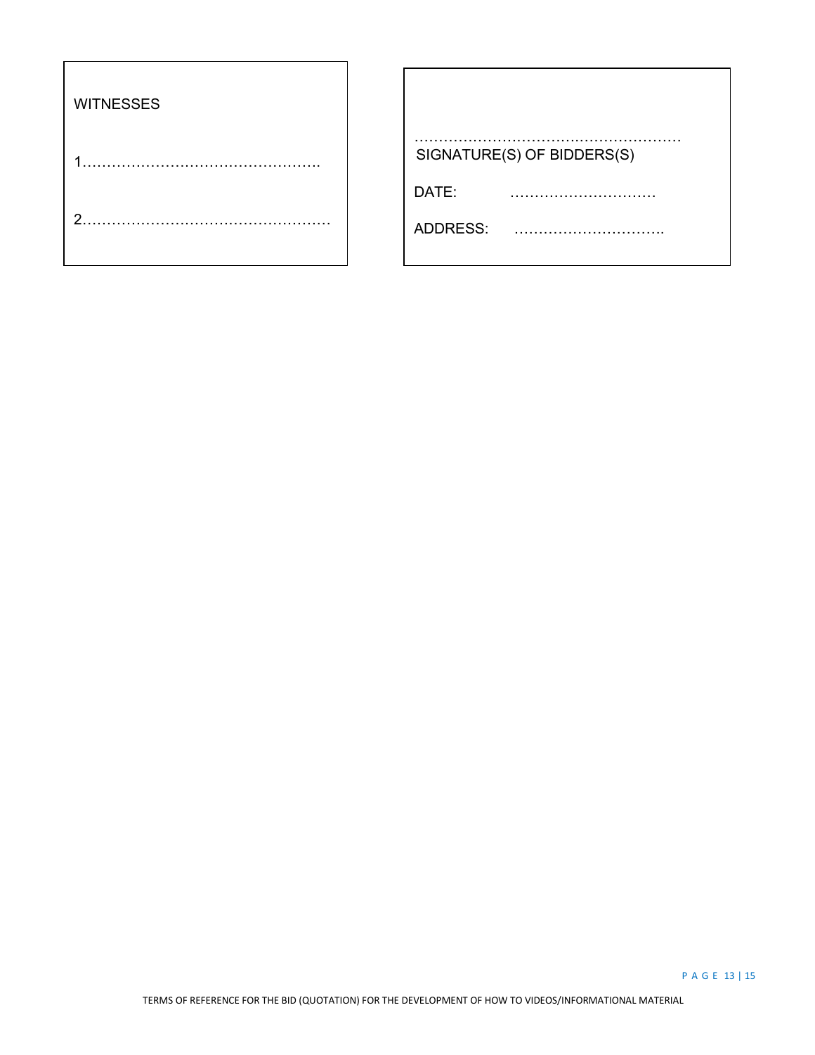| WITNESSES | |
|---|---|
| 1…………………………………………. | ………………………………………………… SIGNATURE(S) OF BIDDERS(S) |
| 2…………………………………………… | DATE: ………………………… |
| | ADDRESS: …………………………. |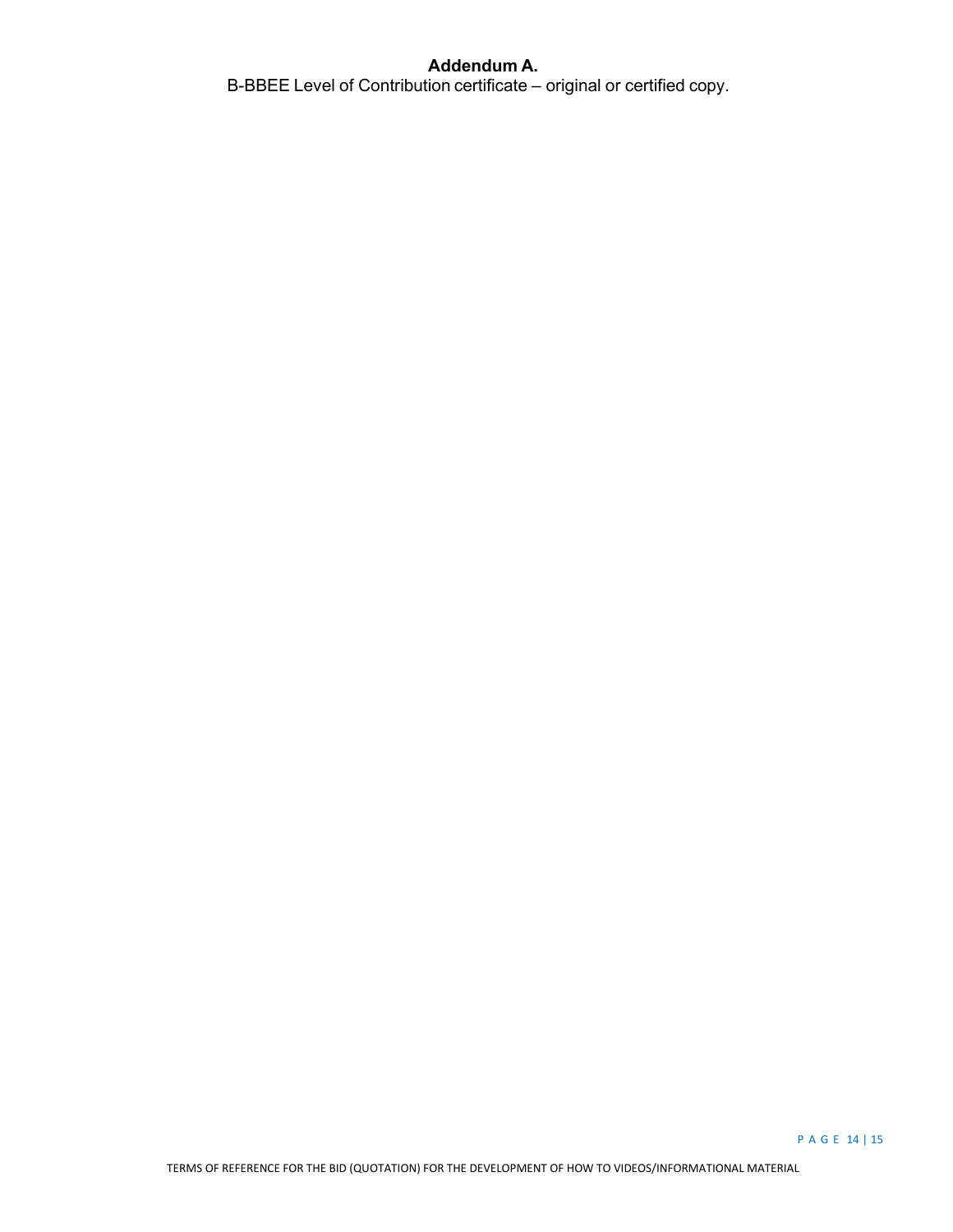**Addendum A.**

B-BBEE Level of Contribution certificate – original or certified copy.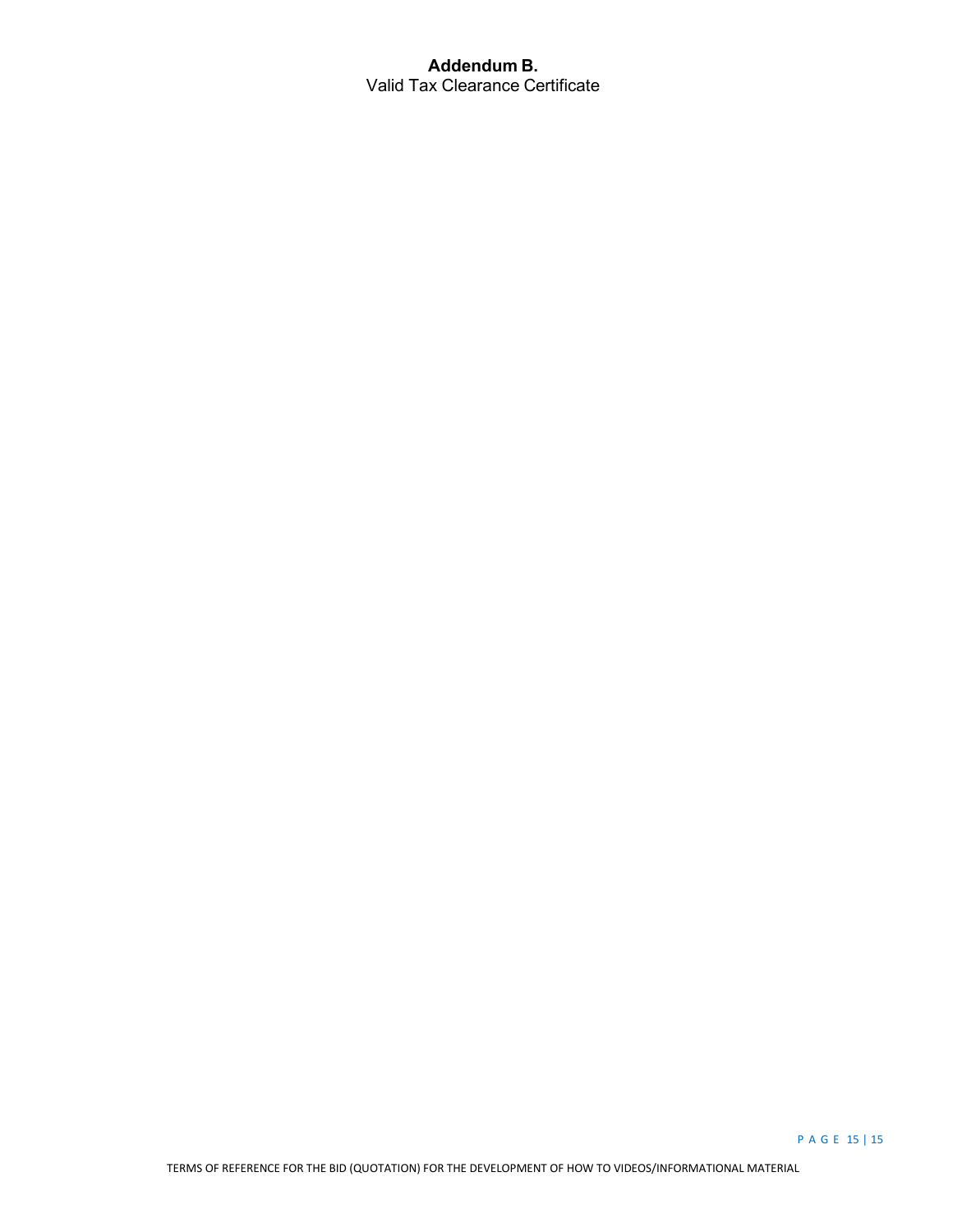# Addendum B.

Valid Tax Clearance Certificate